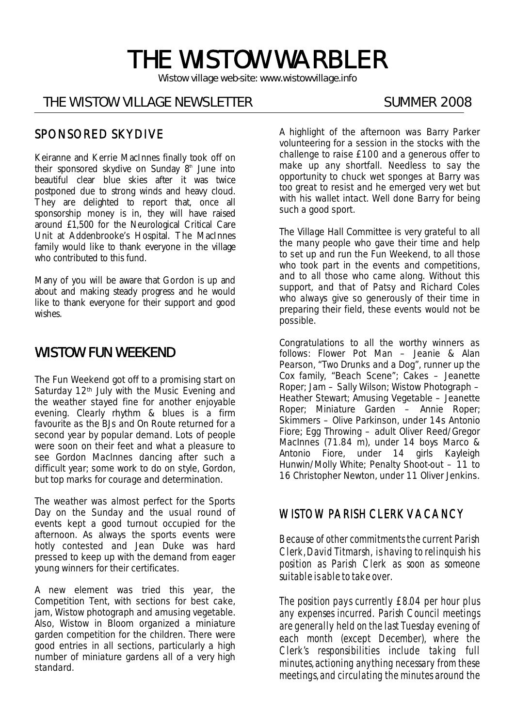# THE WISTOW WARBLER

Wistow village web-site: www.wistowvillage.info

THE WISTOW VILLAGE NEWSLETTER SUMMER 2008

## SPONSORED SKYDIVE

Keiranne and Kerrie MacInnes finally took off on their sponsored skydive on Sunday 8th June into beautiful clear blue skies after it was twice postponed due to strong winds and heavy cloud. They are delighted to report that, once all sponsorship money is in, they will have raised around £1,500 for the Neurological Critical Care Unit at Addenbrooke's Hospital. The MacInnes family would like to thank everyone in the village who contributed to this fund.

Many of you will be aware that Gordon is up and about and making steady progress and he would like to thank everyone for their support and good wishes.

## WISTOW FUN WEEKEND

The Fun Weekend got off to a promising start on Saturday 12th July with the Music Evening and the weather stayed fine for another enjoyable evening. Clearly rhythm & blues is a firm favourite as the BJs and On Route returned for a second year by popular demand. Lots of people were soon on their feet and what a pleasure to see Gordon MacInnes dancing after such a difficult year; some work to do on style, Gordon, but top marks for courage and determination.

The weather was almost perfect for the Sports Day on the Sunday and the usual round of events kept a good turnout occupied for the afternoon. As always the sports events were hotly contested and Jean Duke was hard pressed to keep up with the demand from eager young winners for their certificates.

A new element was tried this year, the Competition Tent, with sections for best cake, jam, Wistow photograph and amusing vegetable. Also, Wistow in Bloom organized a miniature garden competition for the children. There were good entries in all sections, particularly a high number of miniature gardens all of a very high standard.

A highlight of the afternoon was Barry Parker volunteering for a session in the stocks with the challenge to raise £100 and a generous offer to make up any shortfall. Needless to say the opportunity to chuck wet sponges at Barry was too great to resist and he emerged very wet but with his wallet intact. Well done Barry for being such a good sport.

The Village Hall Committee is very grateful to all the many people who gave their time and help to set up and run the Fun Weekend, to all those who took part in the events and competitions, and to all those who came along. Without this support, and that of Patsy and Richard Coles who always give so generously of their time in preparing their field, these events would not be possible.

Congratulations to all the worthy winners as follows: Flower Pot Man – Jeanie & Alan Pearson, "Two Drunks and a Dog", runner up the Cox family, "Beach Scene"; Cakes – Jeanette Roper; Jam – Sally Wilson; Wistow Photograph – Heather Stewart; Amusing Vegetable – Jeanette Roper; Miniature Garden – Annie Roper; Skimmers – Olive Parkinson, under 14s Antonio Fiore; Egg Throwing – adult Oliver Reed/Gregor MacInnes (71.84 m), under 14 boys Marco & Antonio Fiore, under 14 girls Kayleigh Hunwin/Molly White; Penalty Shoot-out – 11 to 16 Christopher Newton, under 11 Oliver Jenkins.

## WISTOW PARISH CLERK VACANCY

*Because of other commitments the current Parish Clerk, David Titmarsh, is having to relinquish his position as Parish Clerk as soon as someone suitable is able to take over.*

*The position pays currently £8.04 per hour plus any expenses incurred. Parish Council meetings are generally held on the last Tuesday evening of each month (except December), where the Clerk's responsibilities include taking full minutes, actioning anything necessary from these meetings, and circulating the minutes around the*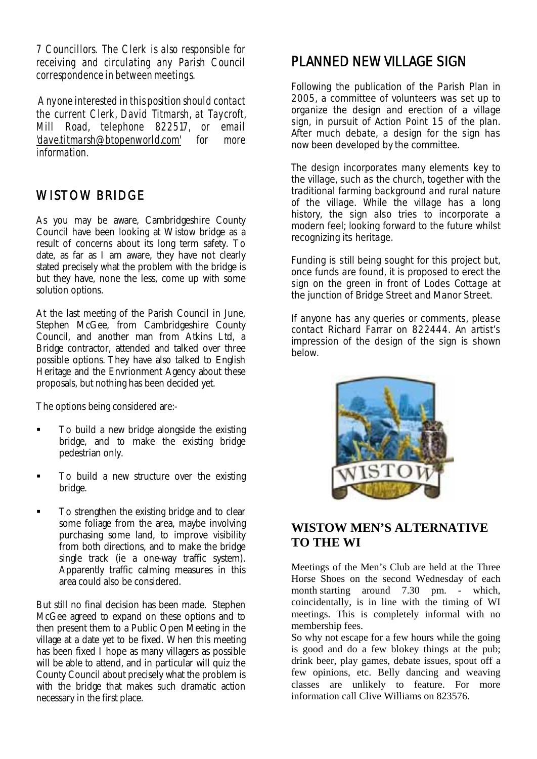*7 Councillors. The Clerk is also responsible for receiving and circulating any Parish Council correspondence in between meetings.*

*Anyone interested in this position should contact the current Clerk, David Titmarsh, at Taycroft, Mill Road, telephone 822517, or email 'dave.titmarsh@btopenworld.com' for more information.*

## WISTOW BRIDGE

As you may be aware, Cambridgeshire County Council have been looking at Wistow bridge as a result of concerns about its long term safety. To date, as far as I am aware, they have not clearly stated precisely what the problem with the bridge is but they have, none the less, come up with some solution options.

At the last meeting of the Parish Council in June, Stephen McGee, from Cambridgeshire County Council, and another man from Atkins Ltd, a Bridge contractor, attended and talked over three possible options. They have also talked to English Heritage and the Envrionment Agency about these proposals, but nothing has been decided yet.

The options being considered are:-

- To build a new bridge alongside the existing bridge, and to make the existing bridge pedestrian only.
- To build a new structure over the existing bridge.
- To strengthen the existing bridge and to clear some foliage from the area, maybe involving purchasing some land, to improve visibility from both directions, and to make the bridge single track (ie a one-way traffic system). Apparently traffic calming measures in this area could also be considered.

But still no final decision has been made. Stephen McGee agreed to expand on these options and to then present them to a Public Open Meeting in the village at a date yet to be fixed. When this meeting has been fixed I hope as many villagers as possible will be able to attend, and in particular will quiz the County Council about precisely what the problem is with the bridge that makes such dramatic action necessary in the first place.

## PLANNED NEW VILLAGE SIGN

Following the publication of the Parish Plan in 2005, a committee of volunteers was set up to organize the design and erection of a village sign, in pursuit of Action Point 15 of the plan. After much debate, a design for the sign has now been developed by the committee.

The design incorporates many elements key to the village, such as the church, together with the traditional farming background and rural nature of the village. While the village has a long history, the sign also tries to incorporate a modern feel; looking forward to the future whilst recognizing its heritage.

Funding is still being sought for this project but, once funds are found, it is proposed to erect the sign on the green in front of Lodes Cottage at the junction of Bridge Street and Manor Street.

If anyone has any queries or comments, please contact Richard Farrar on 822444. An artist's impression of the design of the sign is shown below.

## WISTOW MEN'S ALTERNATIVE TO THE WI

Meetings of the Men's Club are held at the Three Horse Shoes on the second Wednesday of each month starting around 7.30 pm. - which, coincidentally, is in line with the timing of WI meetings. This is completely informal with no membership fees.

So why not escape for a few hours while the going is good and do a few blokey things at the pub; drink beer, play games, debate issues, spout off a few opinions, etc. Belly dancing and weaving classes are unlikely to feature. For more information call Clive Williams on 823576.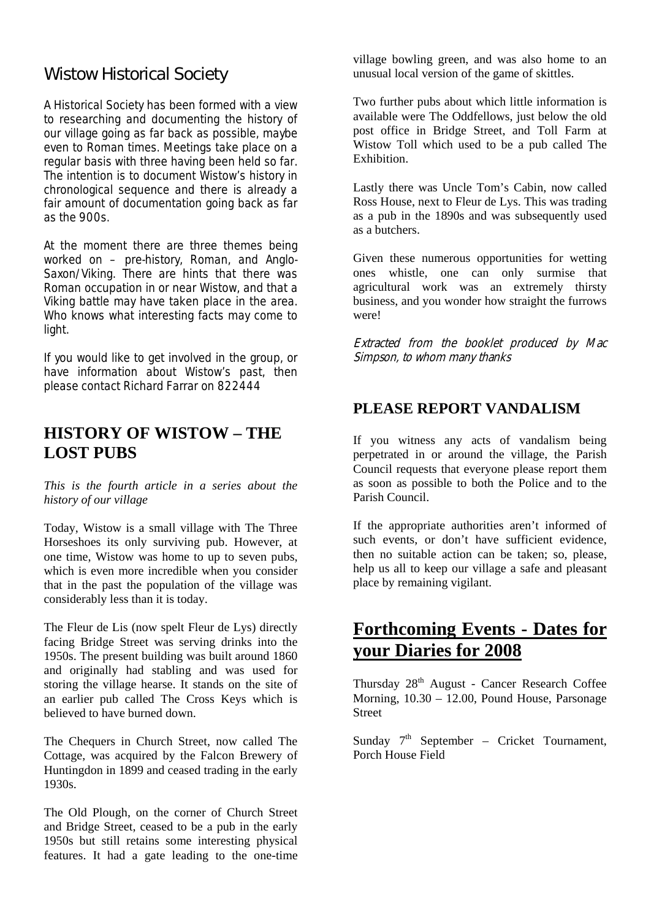## Wistow Historical Society

A Historical Society has been formed with a view to researching and documenting the history of our village going as far back as possible, maybe even to Roman times. Meetings take place on a regular basis with three having been held so far. The intention is to document Wistow's history in chronological sequence and there is already a fair amount of documentation going back as far as the 900s.

At the moment there are three themes being worked on – pre-history, Roman, and Anglo-Saxon/Viking. There are hints that there was Roman occupation in or near Wistow, and that a Viking battle may have taken place in the area. Who knows what interesting facts may come to light.

If you would like to get involved in the group, or have information about Wistow's past, then please contact Richard Farrar on 822444

## HISTORY OF WISTOW – THE LOST PUBS

*This is the fourth article in a series about the history of our village*

Today, Wistow is a small village with The Three Horseshoes its only surviving pub. However, at one time, Wistow was home to up to seven pubs, which is even more incredible when you consider that in the past the population of the village was considerably less than it is today.

The Fleur de Lis (now spelt Fleur de Lys) directly facing Bridge Street was serving drinks into the 1950s. The present building was built around 1860 and originally had stabling and was used for storing the village hearse. It stands on the site of an earlier pub called The Cross Keys which is believed to have burned down.

The Chequers in Church Street, now called The Cottage, was acquired by the Falcon Brewery of Huntingdon in 1899 and ceased trading in the early 1930s.

The Old Plough, on the corner of Church Street and Bridge Street, ceased to be a pub in the early 1950s but still retains some interesting physical features. It had a gate leading to the one-time village bowling green, and was also home to an unusual local version of the game of skittles.

Two further pubs about which little information is available were The Oddfellows, just below the old post office in Bridge Street, and Toll Farm at Wistow Toll which used to be a pub called The Exhibition.

Lastly there was Uncle Tom's Cabin, now called Ross House, next to Fleur de Lys. This was trading as a pub in the 1890s and was subsequently used as a butchers.

Given these numerous opportunities for wetting ones whistle, one can only surmise that agricultural work was an extremely thirsty business, and you wonder how straight the furrows were!

*Extracted from the booklet produced by Mac Simpson, to whom many thanks*

## PLEASE REPORT VANDALISM

If you witness any acts of vandalism being perpetrated in or around the village, the Parish Council requests that everyone please report them as soon as possible to both the Police and to the Parish Council.

If the appropriate authorities aren't informed of such events, or don't have sufficient evidence, then no suitable action can be taken; so, please, help us all to keep our village a safe and pleasant place by remaining vigilant.

## Forthcoming Events - Dates for your Diaries for 2008

Thursday 28th August - Cancer Research Coffee Morning, 10.30 – 12.00, Pound House, Parsonage Street

Sunday 7th September – Cricket Tournament, Porch House Field